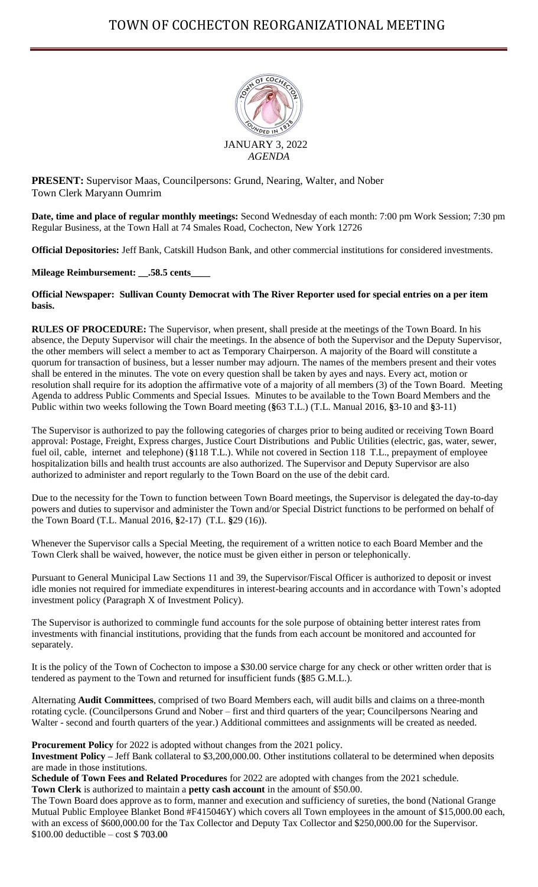# TOWN OF COCHECTON REORGANIZATIONAL MEETING

JANUARY 3, 2022
*AGENDA*

**PRESENT:** Supervisor Maas, Councilpersons: Grund, Nearing, Walter, and Nober
Town Clerk Maryann Oumrim

**Date, time and place of regular monthly meetings:** Second Wednesday of each month: 7:00 pm Work Session; 7:30 pm Regular Business, at the Town Hall at 74 Smales Road, Cochecton, New York 12726

**Official Depositories:** Jeff Bank, Catskill Hudson Bank, and other commercial institutions for considered investments.

**Mileage Reimbursement: __.58.5 cents____**

**Official Newspaper: Sullivan County Democrat with The River Reporter used for special entries on a per item basis.**

**RULES OF PROCEDURE:** The Supervisor, when present, shall preside at the meetings of the Town Board. In his absence, the Deputy Supervisor will chair the meetings. In the absence of both the Supervisor and the Deputy Supervisor, the other members will select a member to act as Temporary Chairperson. A majority of the Board will constitute a quorum for transaction of business, but a lesser number may adjourn. The names of the members present and their votes shall be entered in the minutes. The vote on every question shall be taken by ayes and nays. Every act, motion or resolution shall require for its adoption the affirmative vote of a majority of all members (3) of the Town Board. Meeting Agenda to address Public Comments and Special Issues. Minutes to be available to the Town Board Members and the Public within two weeks following the Town Board meeting (**§**63 T.L.) (T.L. Manual 2016, **§**3-10 and **§**3-11)

The Supervisor is authorized to pay the following categories of charges prior to being audited or receiving Town Board approval: Postage, Freight, Express charges, Justice Court Distributions and Public Utilities (electric, gas, water, sewer, fuel oil, cable, internet and telephone) (**§**118 T.L.). While not covered in Section 118 T.L., prepayment of employee hospitalization bills and health trust accounts are also authorized. The Supervisor and Deputy Supervisor are also authorized to administer and report regularly to the Town Board on the use of the debit card.

Due to the necessity for the Town to function between Town Board meetings, the Supervisor is delegated the day-to-day powers and duties to supervisor and administer the Town and/or Special District functions to be performed on behalf of the Town Board (T.L. Manual 2016, **§**2-17) (T.L. **§**29 (16)).

Whenever the Supervisor calls a Special Meeting, the requirement of a written notice to each Board Member and the Town Clerk shall be waived, however, the notice must be given either in person or telephonically.

Pursuant to General Municipal Law Sections 11 and 39, the Supervisor/Fiscal Officer is authorized to deposit or invest idle monies not required for immediate expenditures in interest-bearing accounts and in accordance with Town's adopted investment policy (Paragraph X of Investment Policy).

The Supervisor is authorized to commingle fund accounts for the sole purpose of obtaining better interest rates from investments with financial institutions, providing that the funds from each account be monitored and accounted for separately.

It is the policy of the Town of Cochecton to impose a $30.00 service charge for any check or other written order that is tendered as payment to the Town and returned for insufficient funds (**§**85 G.M.L.).

Alternating **Audit Committees**, comprised of two Board Members each, will audit bills and claims on a three-month rotating cycle. (Councilpersons Grund and Nober – first and third quarters of the year; Councilpersons Nearing and Walter - second and fourth quarters of the year.) Additional committees and assignments will be created as needed.

**Procurement Policy** for 2022 is adopted without changes from the 2021 policy.
**Investment Policy –** Jeff Bank collateral to $3,200,000.00. Other institutions collateral to be determined when deposits are made in those institutions.
**Schedule of Town Fees and Related Procedures** for 2022 are adopted with changes from the 2021 schedule.
**Town Clerk** is authorized to maintain a **petty cash account** in the amount of $50.00.
The Town Board does approve as to form, manner and execution and sufficiency of sureties, the bond (National Grange Mutual Public Employee Blanket Bond #F415046Y) which covers all Town employees in the amount of $15,000.00 each, with an excess of $600,000.00 for the Tax Collector and Deputy Tax Collector and $250,000.00 for the Supervisor. $100.00 deductible – cost $ 703.00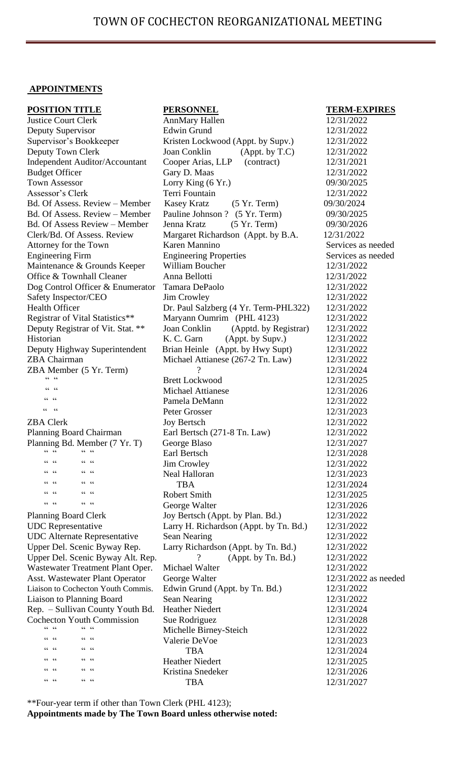# TOWN OF COCHECTON REORGANIZATIONAL MEETING

**APPOINTMENTS**

| **POSITION TITLE** | **PERSONNEL** | **TERM-EXPIRES** |
|---|---|---|
| Justice Court Clerk | AnnMary Hallen | 12/31/2022 |
| Deputy Supervisor | Edwin Grund | 12/31/2022 |
| Supervisor's Bookkeeper | Kristen Lockwood (Appt. by Supv.) | 12/31/2022 |
| Deputy Town Clerk | Joan Conklin (Appt. by T.C) | 12/31/2022 |
| Independent Auditor/Accountant | Cooper Arias, LLP (contract) | 12/31/2021 |
| Budget Officer | Gary D. Maas | 12/31/2022 |
| Town Assessor | Lorry King (6 Yr.) | 09/30/2025 |
| Assessor's Clerk | Terri Fountain | 12/31/2022 |
| Bd. Of Assess. Review – Member | Kasey Kratz (5 Yr. Term) | 09/30/2024 |
| Bd. Of Assess. Review – Member | Pauline Johnson ? (5 Yr. Term) | 09/30/2025 |
| Bd. Of Assess Review – Member | Jenna Kratz (5 Yr. Term) | 09/30/2026 |
| Clerk/Bd. Of Assess. Review | Margaret Richardson (Appt. by B.A. | 12/31/2022 |
| Attorney for the Town | Karen Mannino | Services as needed |
| Engineering Firm | Engineering Properties | Services as needed |
| Maintenance & Grounds Keeper | William Boucher | 12/31/2022 |
| Office & Townhall Cleaner | Anna Bellotti | 12/31/2022 |
| Dog Control Officer & Enumerator | Tamara DePaolo | 12/31/2022 |
| Safety Inspector/CEO | Jim Crowley | 12/31/2022 |
| Health Officer | Dr. Paul Salzberg (4 Yr. Term-PHL322) | 12/31/2022 |
| Registrar of Vital Statistics** | Maryann Oumrim (PHL 4123) | 12/31/2022 |
| Deputy Registrar of Vit. Stat. ** | Joan Conklin (Apptd. by Registrar) | 12/31/2022 |
| Historian | K. C. Garn (Appt. by Supv.) | 12/31/2022 |
| Deputy Highway Superintendent | Brian Heinle (Appt. by Hwy Supt) | 12/31/2022 |
| ZBA Chairman | Michael Attianese (267-2 Tn. Law) | 12/31/2022 |
| ZBA Member (5 Yr. Term) | ? | 12/31/2024 |
| " " | Brett Lockwood | 12/31/2025 |
| " " | Michael Attianese | 12/31/2026 |
| " " | Pamela DeMann | 12/31/2022 |
| " " | Peter Grosser | 12/31/2023 |
| ZBA Clerk | Joy Bertsch | 12/31/2022 |
| Planning Board Chairman | Earl Bertsch (271-8 Tn. Law) | 12/31/2022 |
| Planning Bd. Member (7 Yr. T) | George Blaso | 12/31/2027 |
| " " " " | Earl Bertsch | 12/31/2028 |
| " " " " | Jim Crowley | 12/31/2022 |
| " " " " | Neal Halloran | 12/31/2023 |
| " " " " | TBA | 12/31/2024 |
| " " " " | Robert Smith | 12/31/2025 |
| " " " " | George Walter | 12/31/2026 |
| Planning Board Clerk | Joy Bertsch (Appt. by Plan. Bd.) | 12/31/2022 |
| UDC Representative | Larry H. Richardson (Appt. by Tn. Bd.) | 12/31/2022 |
| UDC Alternate Representative | Sean Nearing | 12/31/2022 |
| Upper Del. Scenic Byway Rep. | Larry Richardson (Appt. by Tn. Bd.) | 12/31/2022 |
| Upper Del. Scenic Byway Alt. Rep. | ? (Appt. by Tn. Bd.) | 12/31/2022 |
| Wastewater Treatment Plant Oper. | Michael Walter | 12/31/2022 |
| Asst. Wastewater Plant Operator | George Walter | 12/31/2022 as needed |
| Liaison to Cochecton Youth Commis. | Edwin Grund (Appt. by Tn. Bd.) | 12/31/2022 |
| Liaison to Planning Board | Sean Nearing | 12/31/2022 |
| Rep. – Sullivan County Youth Bd. | Heather Niedert | 12/31/2024 |
| Cochecton Youth Commission | Sue Rodriguez | 12/31/2028 |
| " " " " | Michelle Birney-Steich | 12/31/2022 |
| " " " " | Valerie DeVoe | 12/31/2023 |
| " " " " | TBA | 12/31/2024 |
| " " " " | Heather Niedert | 12/31/2025 |
| " " " " | Kristina Snedeker | 12/31/2026 |
| " " " " | TBA | 12/31/2027 |

**Four-year term if other than Town Clerk (PHL 4123);

**Appointments made by The Town Board unless otherwise noted:**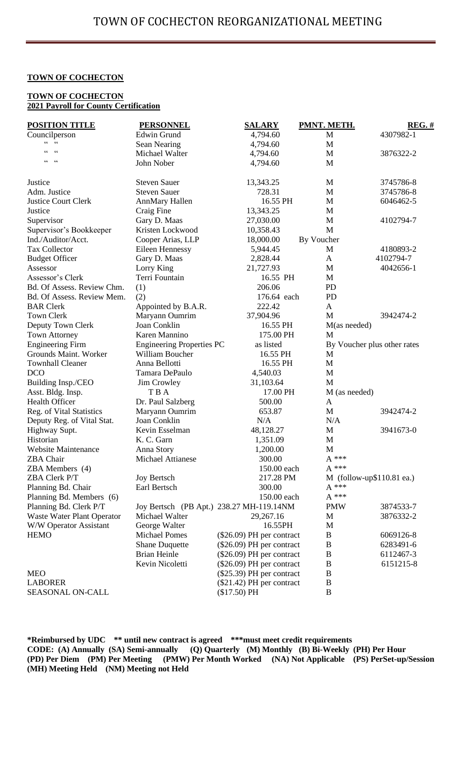**TOWN OF COCHECTON**

**TOWN OF COCHECTON**
**2021 Payroll for County Certification**

| POSITION TITLE | PERSONNEL | SALARY | PMNT. METH. | REG. # |
|---|---|---|---|---|
| Councilperson | Edwin Grund | 4,794.60 | M | 4307982-1 |
| " " | Sean Nearing | 4,794.60 | M | |
| " " | Michael Walter | 4,794.60 | M | 3876322-2 |
| " " | John Nober | 4,794.60 | M | |
| Justice | Steven Sauer | 13,343.25 | M | 3745786-8 |
| Adm. Justice | Steven Sauer | 728.31 | M | 3745786-8 |
| Justice Court Clerk | AnnMary Hallen | 16.55 PH | M | 6046462-5 |
| Justice | Craig Fine | 13,343.25 | M | |
| Supervisor | Gary D. Maas | 27,030.00 | M | 4102794-7 |
| Supervisor's Bookkeeper | Kristen Lockwood | 10,358.43 | M | |
| Ind./Auditor/Acct. | Cooper Arias, LLP | 18,000.00 | By Voucher | |
| Tax Collector | Eileen Hennessy | 5,944.45 | M | 4180893-2 |
| Budget Officer | Gary D. Maas | 2,828.44 | A | 4102794-7 |
| Assessor | Lorry King | 21,727.93 | M | 4042656-1 |
| Assessor's Clerk | Terri Fountain | 16.55 PH | M | |
| Bd. Of Assess. Review Chm. | (1) | 206.06 | PD | |
| Bd. Of Assess. Review Mem. | (2) | 176.64 each | PD | |
| BAR Clerk | Appointed by B.A.R. | 222.42 | A | |
| Town Clerk | Maryann Oumrim | 37,904.96 | M | 3942474-2 |
| Deputy Town Clerk | Joan Conklin | 16.55 PH | M(as needed) | |
| Town Attorney | Karen Mannino | 175.00 PH | M | |
| Engineering Firm | Engineering Properties PC | as listed | By Voucher plus other rates | |
| Grounds Maint. Worker | William Boucher | 16.55 PH | M | |
| Townhall Cleaner | Anna Bellotti | 16.55 PH | M | |
| DCO | Tamara DePaulo | 4,540.03 | M | |
| Building Insp./CEO | Jim Crowley | 31,103.64 | M | |
| Asst. Bldg. Insp. | T B A | 17.00 PH | M (as needed) | |
| Health Officer | Dr. Paul Salzberg | 500.00 | A | |
| Reg. of Vital Statistics | Maryann Oumrim | 653.87 | M | 3942474-2 |
| Deputy Reg. of Vital Stat. | Joan Conklin | N/A | N/A | |
| Highway Supt. | Kevin Esselman | 48,128.27 | M | 3941673-0 |
| Historian | K. C. Garn | 1,351.09 | M | |
| Website Maintenance | Anna Story | 1,200.00 | M | |
| ZBA Chair | Michael Attianese | 300.00 | A *** | |
| ZBA Members (4) | | 150.00 each | A *** | |
| ZBA Clerk P/T | Joy Bertsch | 217.28 PM | M (follow-up$110.81 ea.) | |
| Planning Bd. Chair | Earl Bertsch | 300.00 | A *** | |
| Planning Bd. Members (6) | | 150.00 each | A *** | |
| Planning Bd. Clerk P/T | Joy Bertsch (PB Apt.) | 238.27 MH-119.14NM | PMW | 3874533-7 |
| Waste Water Plant Operator | Michael Walter | 29,267.16 | M | 3876332-2 |
| W/W Operator Assistant | George Walter | 16.55PH | M | |
| HEMO | Michael Pomes | ($26.09) PH per contract | B | 6069126-8 |
| | Shane Duquette | ($26.09) PH per contract | B | 6283491-6 |
| | Brian Heinle | ($26.09) PH per contract | B | 6112467-3 |
| | Kevin Nicoletti | ($26.09) PH per contract | B | 6151215-8 |
| MEO | | ($25.39) PH per contract | B | |
| LABORER | | ($21.42) PH per contract | B | |
| SEASONAL ON-CALL | | ($17.50) PH | B | |

**\*Reimbursed by UDC \*\* until new contract is agreed \*\*\*must meet credit requirements**
**CODE: (A) Annually (SA) Semi-annually (Q) Quarterly (M) Monthly (B) Bi-Weekly (PH) Per Hour (PD) Per Diem (PM) Per Meeting (PMW) Per Month Worked (NA) Not Applicable (PS) PerSet-up/Session (MH) Meeting Held (NM) Meeting not Held**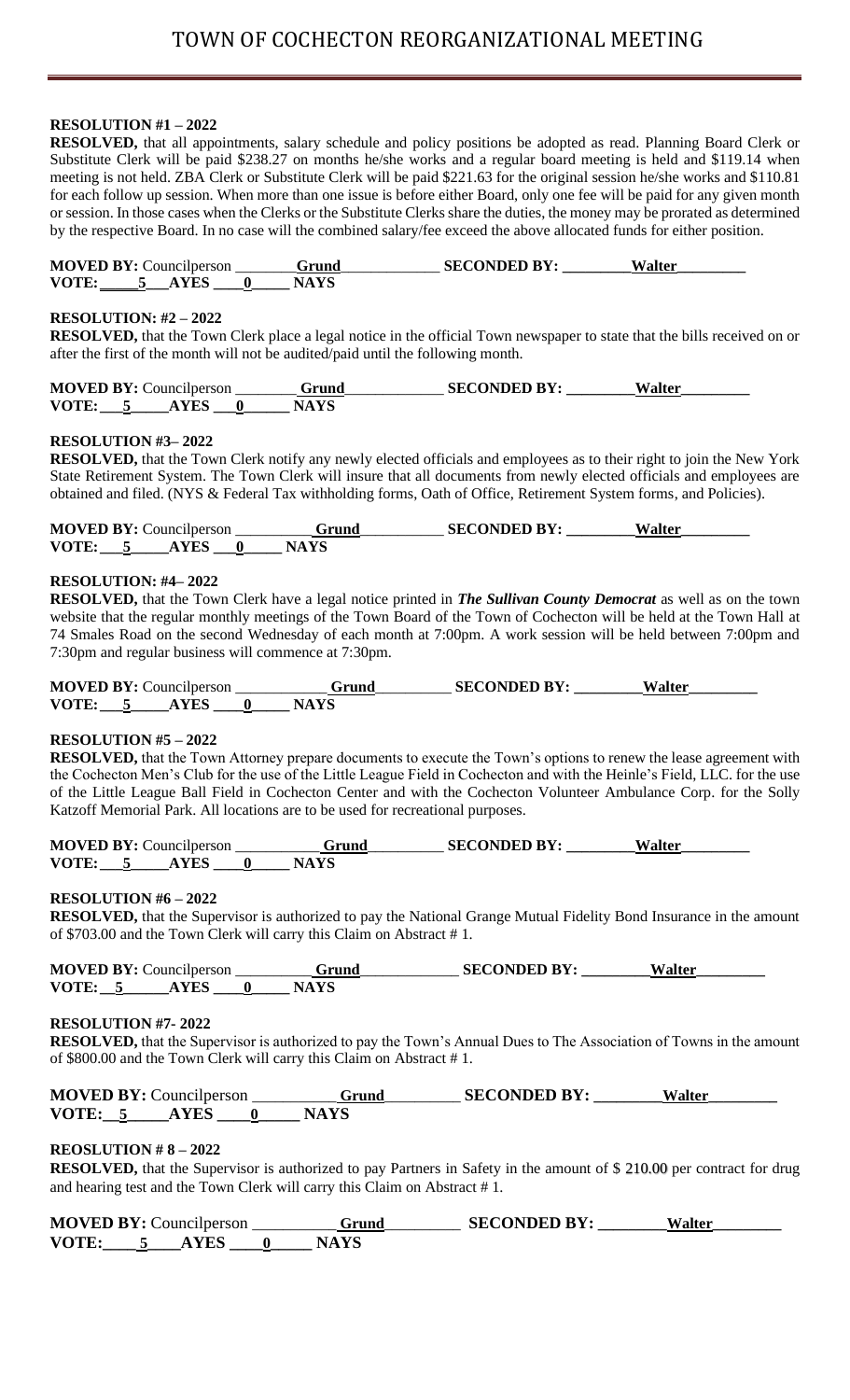# TOWN OF COCHECTON REORGANIZATIONAL MEETING

**RESOLUTION #1 – 2022**

**RESOLVED,** that all appointments, salary schedule and policy positions be adopted as read. Planning Board Clerk or Substitute Clerk will be paid $238.27 on months he/she works and a regular board meeting is held and $119.14 when meeting is not held. ZBA Clerk or Substitute Clerk will be paid $221.63 for the original session he/she works and $110.81 for each follow up session. When more than one issue is before either Board, only one fee will be paid for any given month or session. In those cases when the Clerks or the Substitute Clerks share the duties, the money may be prorated as determined by the respective Board. In no case will the combined salary/fee exceed the above allocated funds for either position.

**MOVED BY:** Councilperson **Grund** **SECONDED BY:** **Walter**
**VOTE: 5 AYES 0 NAYS**

**RESOLUTION: #2 – 2022**

**RESOLVED,** that the Town Clerk place a legal notice in the official Town newspaper to state that the bills received on or after the first of the month will not be audited/paid until the following month.

**MOVED BY:** Councilperson **Grund** **SECONDED BY:** **Walter**
**VOTE: 5 AYES 0 NAYS**

**RESOLUTION #3– 2022**

**RESOLVED,** that the Town Clerk notify any newly elected officials and employees as to their right to join the New York State Retirement System. The Town Clerk will insure that all documents from newly elected officials and employees are obtained and filed. (NYS & Federal Tax withholding forms, Oath of Office, Retirement System forms, and Policies).

**MOVED BY:** Councilperson **Grund** **SECONDED BY:** **Walter**
**VOTE: 5 AYES 0 NAYS**

**RESOLUTION: #4– 2022**

**RESOLVED,** that the Town Clerk have a legal notice printed in ***The Sullivan County Democrat*** as well as on the town website that the regular monthly meetings of the Town Board of the Town of Cochecton will be held at the Town Hall at 74 Smales Road on the second Wednesday of each month at 7:00pm. A work session will be held between 7:00pm and 7:30pm and regular business will commence at 7:30pm.

**MOVED BY:** Councilperson **Grund** **SECONDED BY:** **Walter**
**VOTE: 5 AYES 0 NAYS**

**RESOLUTION #5 – 2022**

**RESOLVED,** that the Town Attorney prepare documents to execute the Town's options to renew the lease agreement with the Cochecton Men's Club for the use of the Little League Field in Cochecton and with the Heinle's Field, LLC. for the use of the Little League Ball Field in Cochecton Center and with the Cochecton Volunteer Ambulance Corp. for the Solly Katzoff Memorial Park. All locations are to be used for recreational purposes.

**MOVED BY:** Councilperson **Grund** **SECONDED BY:** **Walter**
**VOTE: 5 AYES 0 NAYS**

**RESOLUTION #6 – 2022**

**RESOLVED,** that the Supervisor is authorized to pay the National Grange Mutual Fidelity Bond Insurance in the amount of $703.00 and the Town Clerk will carry this Claim on Abstract # 1.

**MOVED BY:** Councilperson **Grund** **SECONDED BY:** **Walter**
**VOTE: 5 AYES 0 NAYS**

**RESOLUTION #7- 2022**

**RESOLVED,** that the Supervisor is authorized to pay the Town's Annual Dues to The Association of Towns in the amount of $800.00 and the Town Clerk will carry this Claim on Abstract # 1.

**MOVED BY:** Councilperson **Grund** **SECONDED BY:** **Walter**
**VOTE: 5 AYES 0 NAYS**

**REOSLUTION # 8 – 2022**

**RESOLVED,** that the Supervisor is authorized to pay Partners in Safety in the amount of $ 210.00 per contract for drug and hearing test and the Town Clerk will carry this Claim on Abstract # 1.

**MOVED BY:** Councilperson **Grund** **SECONDED BY:** **Walter**
**VOTE: 5 AYES 0 NAYS**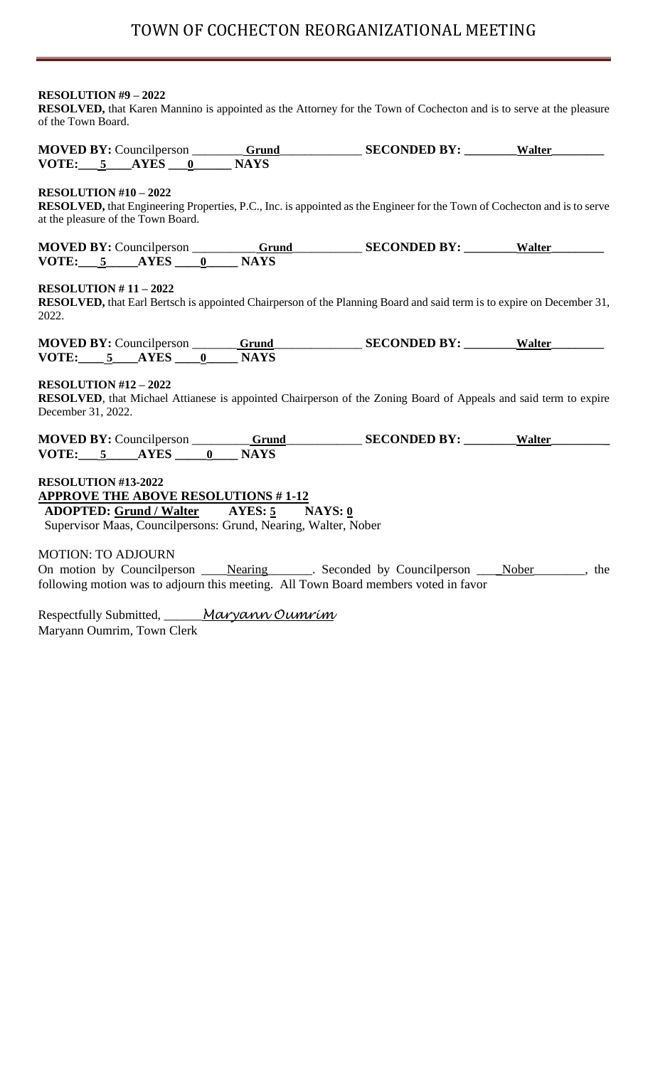**RESOLUTION #9 – 2022**

**RESOLVED,** that Karen Mannino is appointed as the Attorney for the Town of Cochecton and is to serve at the pleasure of the Town Board.

**MOVED BY:** Councilperson \_\_\_\_\_\_\_\_Grund\_\_\_\_\_\_\_\_\_\_\_\_\_ **SECONDED BY:** \_\_\_\_\_\_\_\_Walter\_\_\_\_\_\_\_\_
**VOTE:**\_\_\_5\_\_\_\_**AYES** \_\_\_0\_\_\_\_\_\_ **NAYS**

**RESOLUTION #10 – 2022**

**RESOLVED,** that Engineering Properties, P.C., Inc. is appointed as the Engineer for the Town of Cochecton and is to serve at the pleasure of the Town Board.

**MOVED BY:** Councilperson \_\_\_\_\_\_\_\_\_\_Grund\_\_\_\_\_\_\_\_\_\_\_ **SECONDED BY:** \_\_\_\_\_\_\_\_Walter\_\_\_\_\_\_\_\_
**VOTE:**\_\_\_5\_\_\_\_\_**AYES** \_\_\_\_0\_\_\_\_\_ **NAYS**

**RESOLUTION # 11 – 2022**

**RESOLVED,** that Earl Bertsch is appointed Chairperson of the Planning Board and said term is to expire on December 31, 2022.

**MOVED BY:** Councilperson \_\_\_\_\_\_\_Grund\_\_\_\_\_\_\_\_\_\_\_\_\_\_ **SECONDED BY:** \_\_\_\_\_\_\_\_Walter\_\_\_\_\_\_\_\_
**VOTE:**\_\_\_\_5\_\_\_\_**AYES** \_\_\_\_0\_\_\_\_\_ **NAYS**

**RESOLUTION #12 – 2022**

**RESOLVED**, that Michael Attianese is appointed Chairperson of the Zoning Board of Appeals and said term to expire December 31, 2022.

**MOVED BY:** Councilperson \_\_\_\_\_\_\_\_\_Grund\_\_\_\_\_\_\_\_\_\_\_\_ **SECONDED BY:** \_\_\_\_\_\_\_\_Walter\_\_\_\_\_\_\_\_\_
**VOTE:**\_\_\_5\_\_\_\_\_**AYES** \_\_\_\_\_0\_\_\_\_ **NAYS**

**RESOLUTION #13-2022**

**APPROVE THE ABOVE RESOLUTIONS # 1-12**

**ADOPTED: Grund / Walter AYES: 5 NAYS: 0**

Supervisor Maas, Councilpersons: Grund, Nearing, Walter, Nober

MOTION: TO ADJOURN

On motion by Councilperson \_\_\_\_Nearing\_\_\_\_\_\_\_. Seconded by Councilperson \_\_\_Nober\_\_\_\_\_\_\_\_, the following motion was to adjourn this meeting. All Town Board members voted in favor

Respectfully Submitted, \_\_\_\_\_\_*Maryann Oumrim*

Maryann Oumrim, Town Clerk